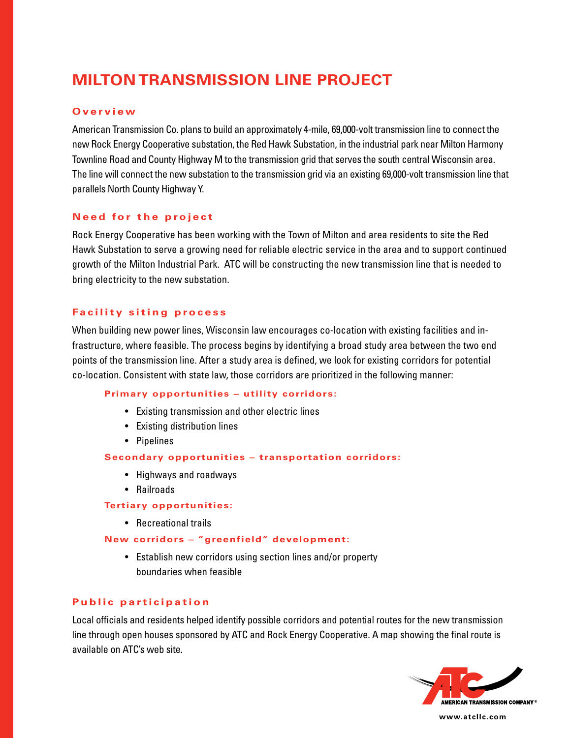# MILTON TRANSMISSION LINE PROJECT

## Overview

American Transmission Co. plans to build an approximately 4-mile, 69,000-volt transmission line to connect the new Rock Energy Cooperative substation, the Red Hawk Substation, in the industrial park near Milton Harmony Townline Road and County Highway M to the transmission grid that serves the south central Wisconsin area. The line will connect the new substation to the transmission grid via an existing 69,000-volt transmission line that parallels North County Highway Y.

## Need for the project

Rock Energy Cooperative has been working with the Town of Milton and area residents to site the Red Hawk Substation to serve a growing need for reliable electric service in the area and to support continued growth of the Milton Industrial Park. ATC will be constructing the new transmission line that is needed to bring electricity to the new substation.

## Facility siting process

When building new power lines, Wisconsin law encourages co-location with existing facilities and infrastructure, where feasible. The process begins by identifying a broad study area between the two end points of the transmission line. After a study area is defined, we look for existing corridors for potential co-location. Consistent with state law, those corridors are prioritized in the following manner:

### Primary opportunities – utility corridors:

- Existing transmission and other electric lines
- Existing distribution lines
- Pipelines

### Secondary opportunities – transportation corridors:

- Highways and roadways
- Railroads

### Tertiary opportunities:

- Recreational trails

### New corridors – "greenfield" development:

- Establish new corridors using section lines and/or property boundaries when feasible

## Public participation

Local officials and residents helped identify possible corridors and potential routes for the new transmission line through open houses sponsored by ATC and Rock Energy Cooperative. A map showing the final route is available on ATC's web site.

AMERICAN TRANSMISSION COMPANY®

www.atcllc.com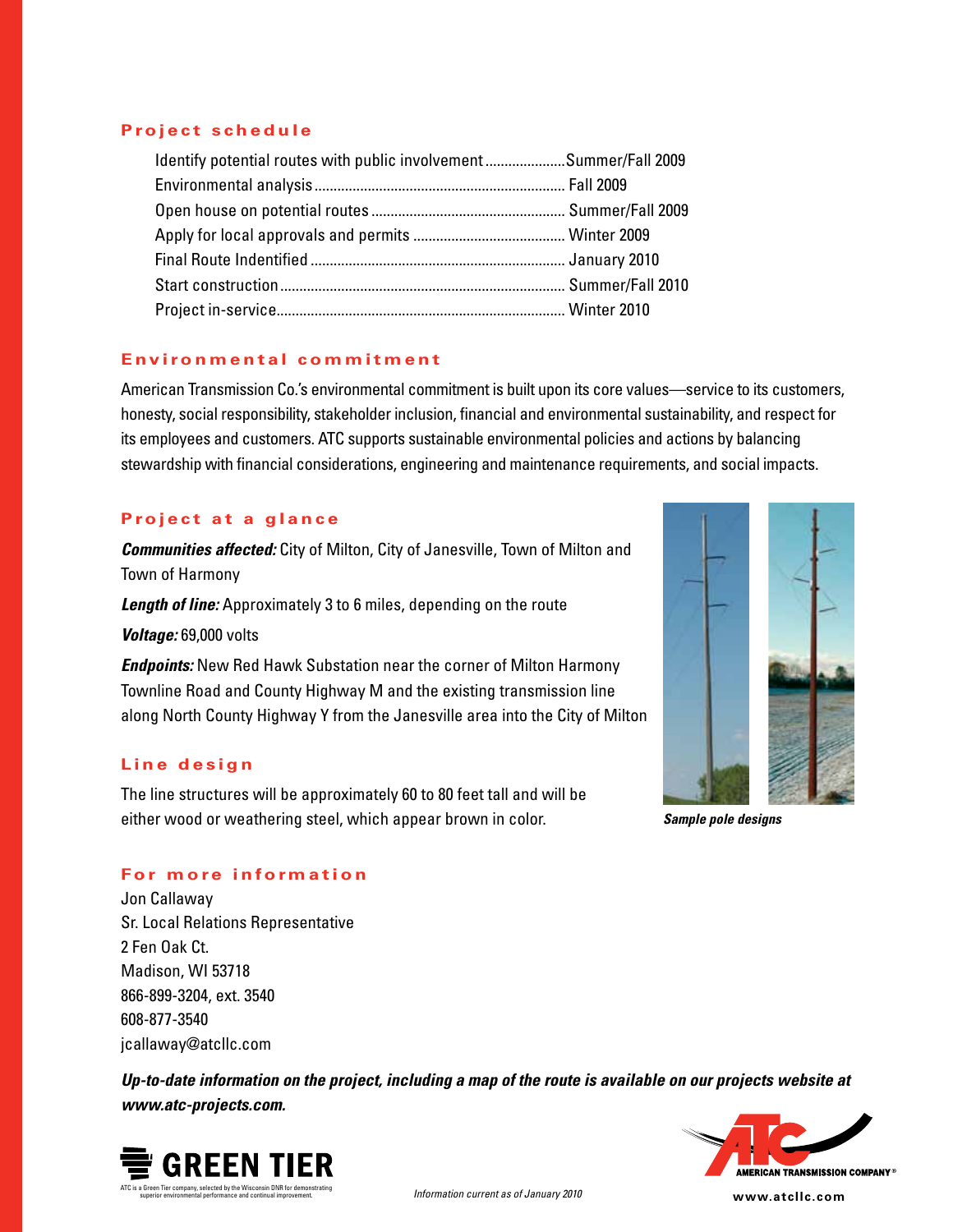## Project schedule

| | |
|---|---|
| Identify potential routes with public involvement | Summer/Fall 2009 |
| Environmental analysis | Fall 2009 |
| Open house on potential routes | Summer/Fall 2009 |
| Apply for local approvals and permits | Winter 2009 |
| Final Route Indentified | January 2010 |
| Start construction | Summer/Fall 2010 |
| Project in-service | Winter 2010 |

## Environmental commitment

American Transmission Co.'s environmental commitment is built upon its core values—service to its customers, honesty, social responsibility, stakeholder inclusion, financial and environmental sustainability, and respect for its employees and customers. ATC supports sustainable environmental policies and actions by balancing stewardship with financial considerations, engineering and maintenance requirements, and social impacts.

## Project at a glance

***Communities affected:*** City of Milton, City of Janesville, Town of Milton and Town of Harmony

***Length of line:*** Approximately 3 to 6 miles, depending on the route

***Voltage:*** 69,000 volts

***Endpoints:*** New Red Hawk Substation near the corner of Milton Harmony Townline Road and County Highway M and the existing transmission line along North County Highway Y from the Janesville area into the City of Milton

## Line design

The line structures will be approximately 60 to 80 feet tall and will be either wood or weathering steel, which appear brown in color.

***Sample pole designs***

## For more information

Jon Callaway
Sr. Local Relations Representative
2 Fen Oak Ct.
Madison, WI 53718
866-899-3204, ext. 3540
608-877-3540
jcallaway@atcllc.com

***Up-to-date information on the project, including a map of the route is available on our projects website at www.atc-projects.com.***

GREEN TIER
ATC is a Green Tier company, selected by the Wisconsin DNR for demonstrating superior environmental performance and continual improvement.

*Information current as of January 2010*

AMERICAN TRANSMISSION COMPANY®
www.atcllc.com